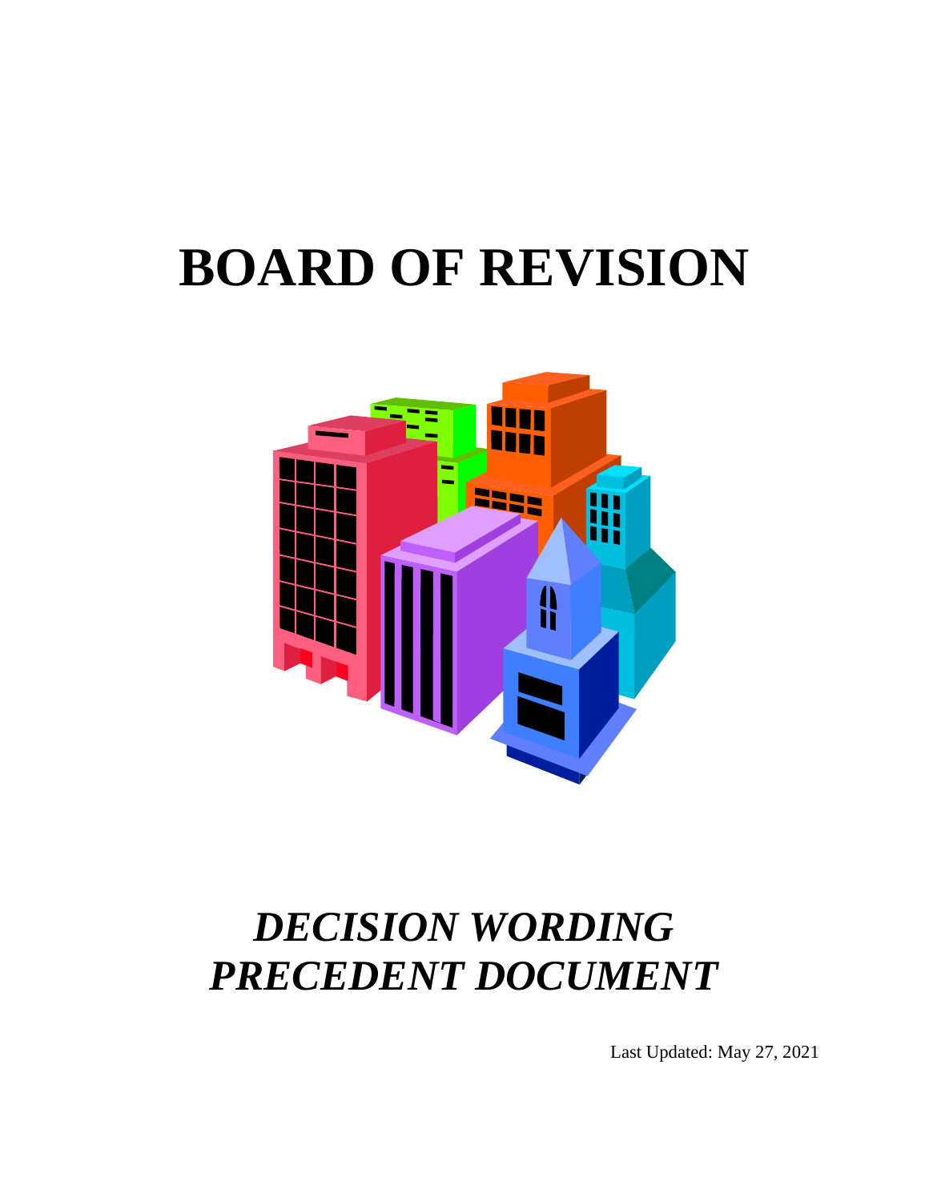# BOARD OF REVISION

## *DECISION WORDING PRECEDENT DOCUMENT*

Last Updated: May 27, 2021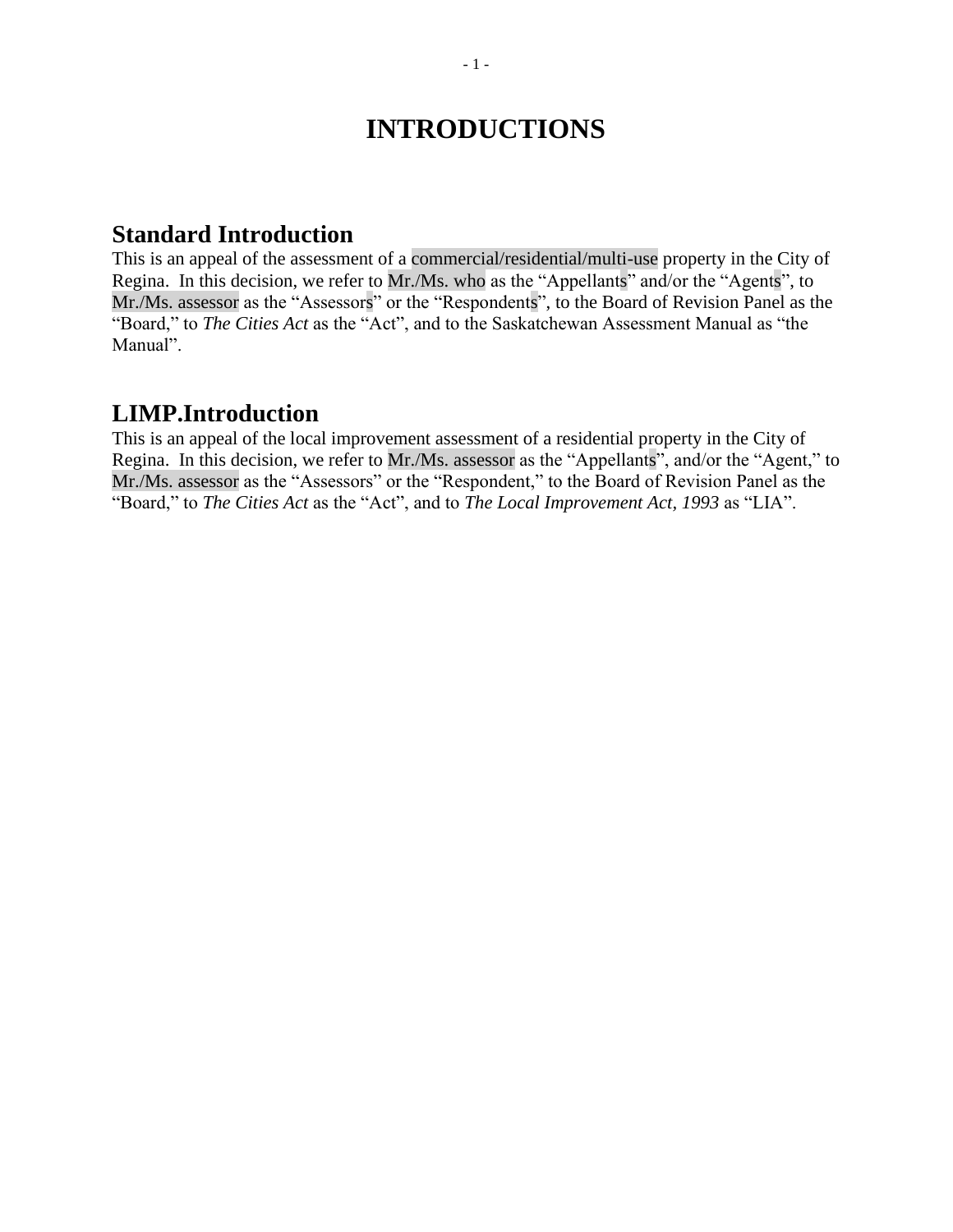# INTRODUCTIONS

## Standard Introduction

This is an appeal of the assessment of a commercial/residential/multi-use property in the City of Regina. In this decision, we refer to Mr./Ms. who as the "Appellants" and/or the "Agents", to Mr./Ms. assessor as the "Assessors" or the "Respondents", to the Board of Revision Panel as the "Board," to *The Cities Act* as the "Act", and to the Saskatchewan Assessment Manual as "the Manual".

## LIMP.Introduction

This is an appeal of the local improvement assessment of a residential property in the City of Regina. In this decision, we refer to Mr./Ms. assessor as the "Appellants", and/or the "Agent," to Mr./Ms. assessor as the "Assessors" or the "Respondent," to the Board of Revision Panel as the "Board," to *The Cities Act* as the "Act", and to *The Local Improvement Act, 1993* as "LIA".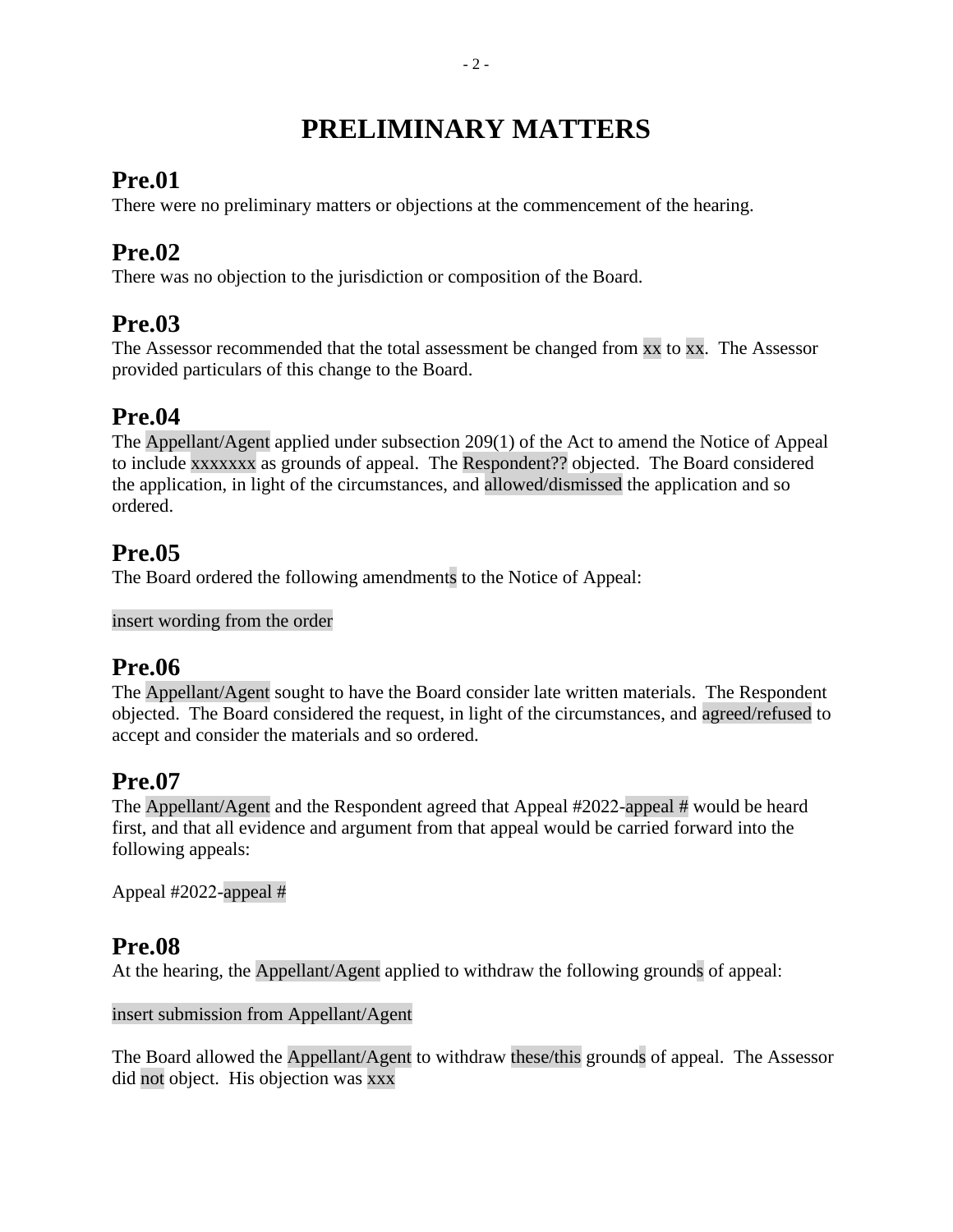# PRELIMINARY MATTERS

## Pre.01

There were no preliminary matters or objections at the commencement of the hearing.

## Pre.02

There was no objection to the jurisdiction or composition of the Board.

## Pre.03

The Assessor recommended that the total assessment be changed from xx to xx. The Assessor provided particulars of this change to the Board.

## Pre.04

The Appellant/Agent applied under subsection 209(1) of the Act to amend the Notice of Appeal to include xxxxxxx as grounds of appeal. The Respondent?? objected. The Board considered the application, in light of the circumstances, and allowed/dismissed the application and so ordered.

## Pre.05

The Board ordered the following amendments to the Notice of Appeal:

insert wording from the order

## Pre.06

The Appellant/Agent sought to have the Board consider late written materials. The Respondent objected. The Board considered the request, in light of the circumstances, and agreed/refused to accept and consider the materials and so ordered.

## Pre.07

The Appellant/Agent and the Respondent agreed that Appeal #2022-appeal # would be heard first, and that all evidence and argument from that appeal would be carried forward into the following appeals:

Appeal #2022-appeal #

## Pre.08

At the hearing, the Appellant/Agent applied to withdraw the following grounds of appeal:

insert submission from Appellant/Agent

The Board allowed the Appellant/Agent to withdraw these/this grounds of appeal. The Assessor did not object. His objection was xxx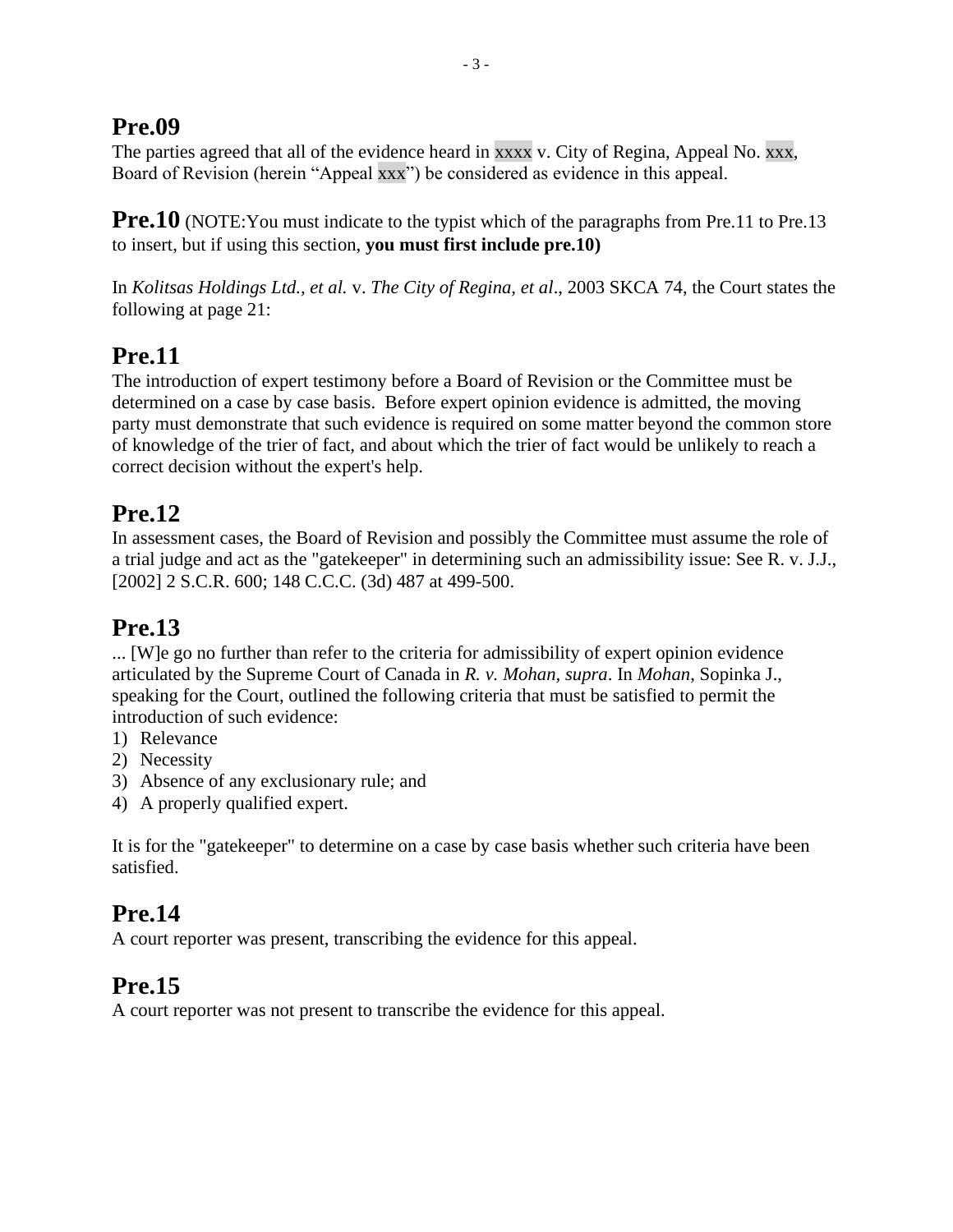## Pre.09

The parties agreed that all of the evidence heard in xxxx v. City of Regina, Appeal No. xxx, Board of Revision (herein "Appeal xxx") be considered as evidence in this appeal.

**Pre.10** (NOTE:You must indicate to the typist which of the paragraphs from Pre.11 to Pre.13 to insert, but if using this section, **you must first include pre.10)**

In *Kolitsas Holdings Ltd., et al.* v. *The City of Regina, et al*., 2003 SKCA 74, the Court states the following at page 21:

## Pre.11

The introduction of expert testimony before a Board of Revision or the Committee must be determined on a case by case basis. Before expert opinion evidence is admitted, the moving party must demonstrate that such evidence is required on some matter beyond the common store of knowledge of the trier of fact, and about which the trier of fact would be unlikely to reach a correct decision without the expert's help.

## Pre.12

In assessment cases, the Board of Revision and possibly the Committee must assume the role of a trial judge and act as the "gatekeeper" in determining such an admissibility issue: See R. v. J.J., [2002] 2 S.C.R. 600; 148 C.C.C. (3d) 487 at 499-500.

## Pre.13

... [W]e go no further than refer to the criteria for admissibility of expert opinion evidence articulated by the Supreme Court of Canada in *R. v. Mohan, supra*. In *Mohan*, Sopinka J., speaking for the Court, outlined the following criteria that must be satisfied to permit the introduction of such evidence:

1) Relevance
2) Necessity
3) Absence of any exclusionary rule; and
4) A properly qualified expert.

It is for the "gatekeeper" to determine on a case by case basis whether such criteria have been satisfied.

## Pre.14

A court reporter was present, transcribing the evidence for this appeal.

## Pre.15

A court reporter was not present to transcribe the evidence for this appeal.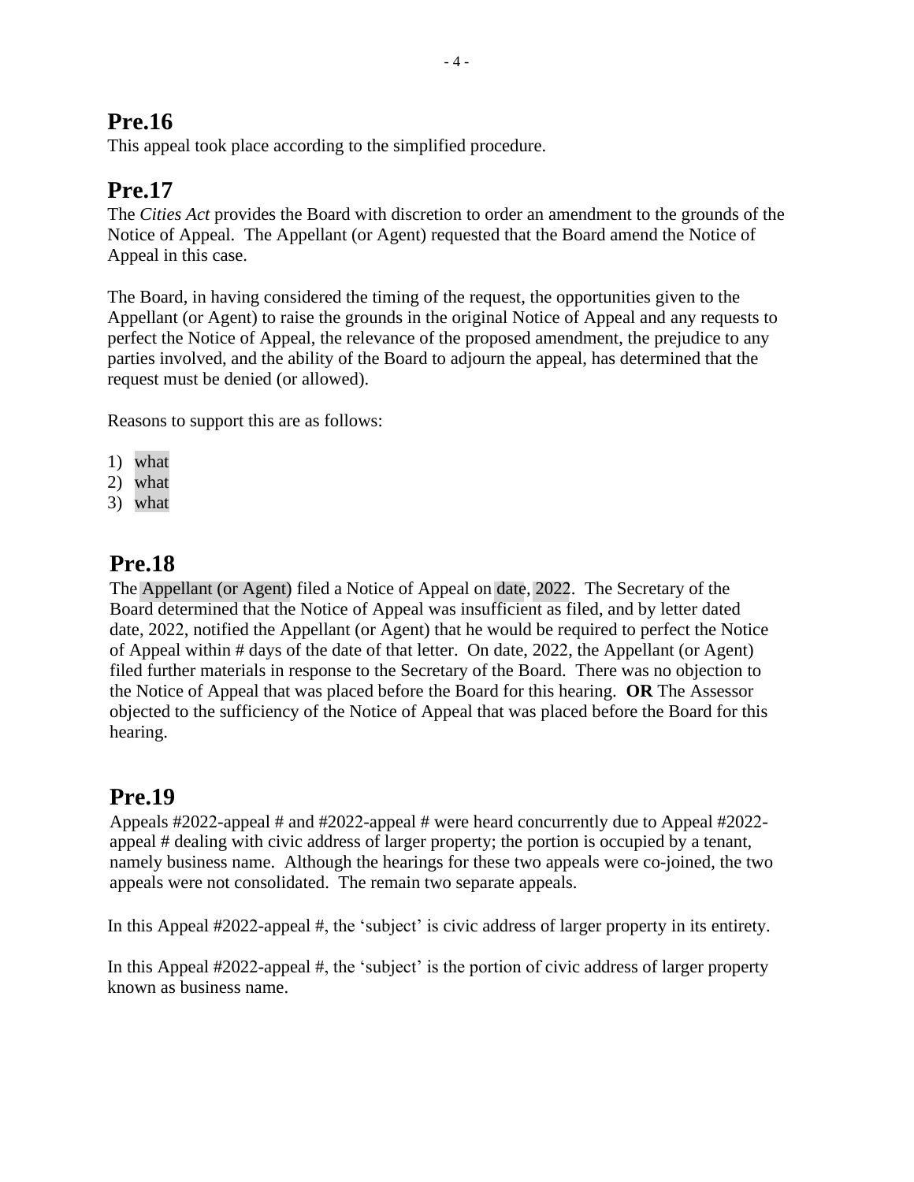## Pre.16

This appeal took place according to the simplified procedure.

## Pre.17

The *Cities Act* provides the Board with discretion to order an amendment to the grounds of the Notice of Appeal. The Appellant (or Agent) requested that the Board amend the Notice of Appeal in this case.

The Board, in having considered the timing of the request, the opportunities given to the Appellant (or Agent) to raise the grounds in the original Notice of Appeal and any requests to perfect the Notice of Appeal, the relevance of the proposed amendment, the prejudice to any parties involved, and the ability of the Board to adjourn the appeal, has determined that the request must be denied (or allowed).

Reasons to support this are as follows:

1) what
2) what
3) what

## Pre.18

The Appellant (or Agent) filed a Notice of Appeal on date, 2022. The Secretary of the Board determined that the Notice of Appeal was insufficient as filed, and by letter dated date, 2022, notified the Appellant (or Agent) that he would be required to perfect the Notice of Appeal within # days of the date of that letter. On date, 2022, the Appellant (or Agent) filed further materials in response to the Secretary of the Board. There was no objection to the Notice of Appeal that was placed before the Board for this hearing. **OR** The Assessor objected to the sufficiency of the Notice of Appeal that was placed before the Board for this hearing.

## Pre.19

Appeals #2022-appeal # and #2022-appeal # were heard concurrently due to Appeal #2022-appeal # dealing with civic address of larger property; the portion is occupied by a tenant, namely business name. Although the hearings for these two appeals were co-joined, the two appeals were not consolidated. The remain two separate appeals.

In this Appeal #2022-appeal #, the 'subject' is civic address of larger property in its entirety.

In this Appeal #2022-appeal #, the 'subject' is the portion of civic address of larger property known as business name.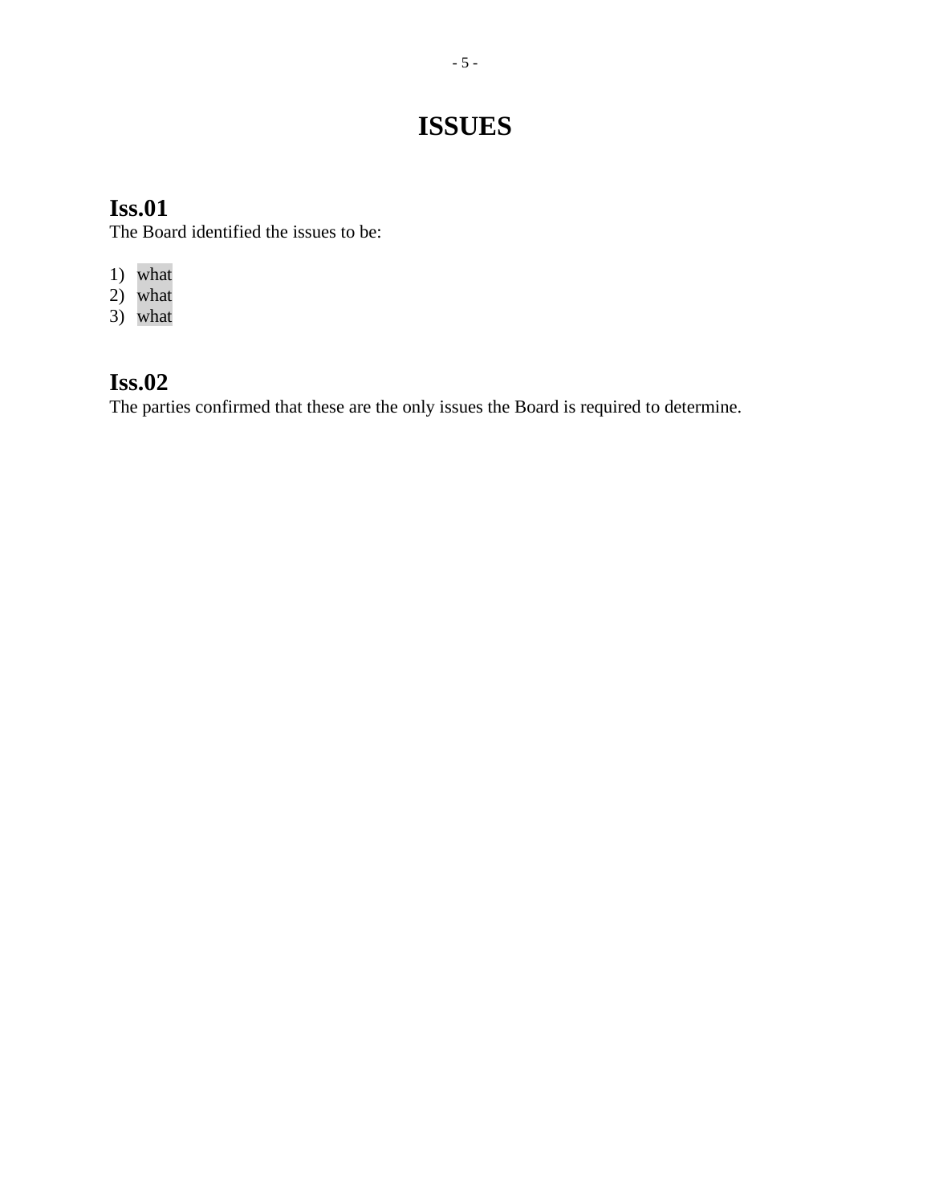# ISSUES

## Iss.01

The Board identified the issues to be:

1) what
2) what
3) what

## Iss.02

The parties confirmed that these are the only issues the Board is required to determine.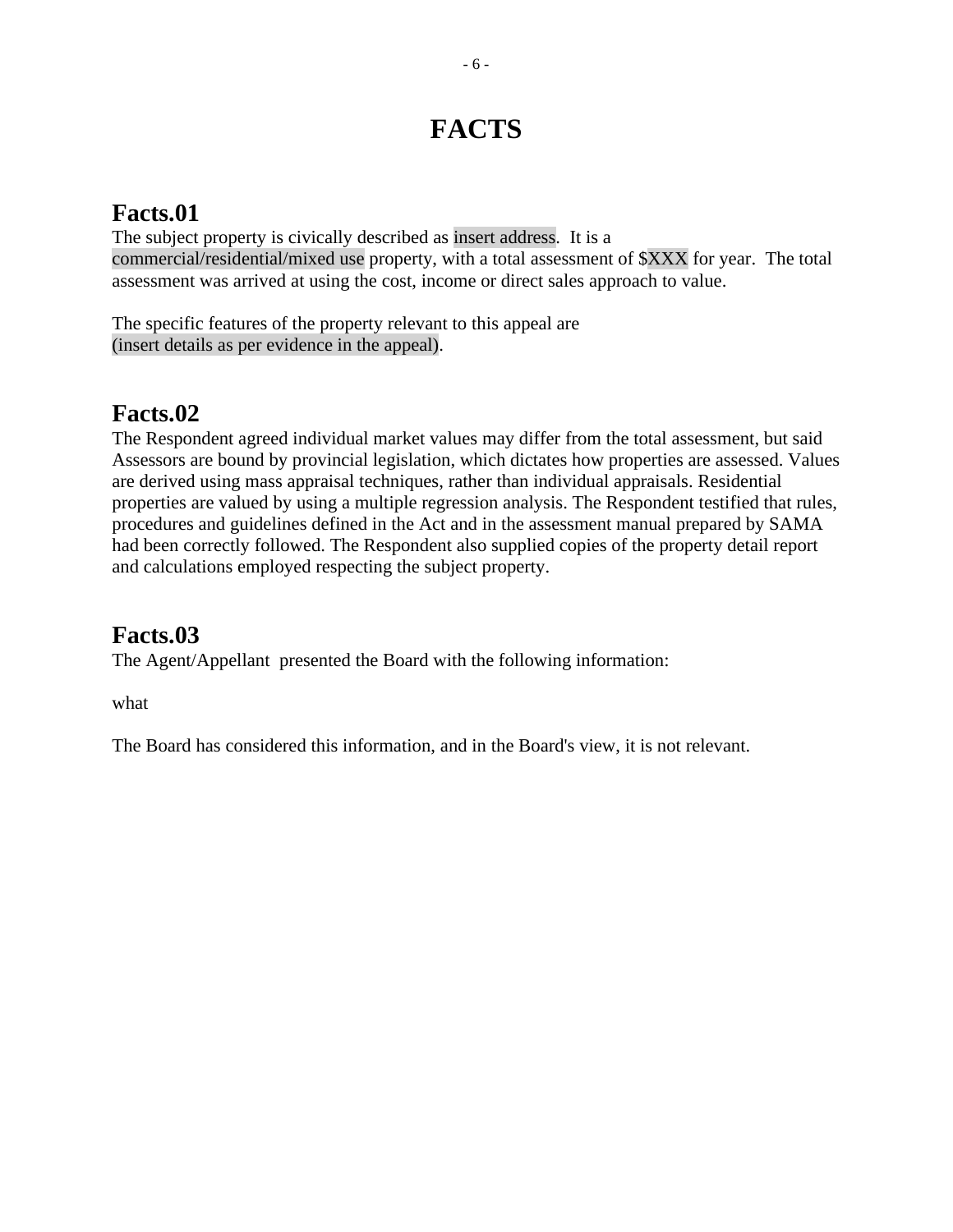# FACTS

## Facts.01

The subject property is civically described as insert address. It is a commercial/residential/mixed use property, with a total assessment of $XXX for year. The total assessment was arrived at using the cost, income or direct sales approach to value.

The specific features of the property relevant to this appeal are (insert details as per evidence in the appeal).

## Facts.02

The Respondent agreed individual market values may differ from the total assessment, but said Assessors are bound by provincial legislation, which dictates how properties are assessed. Values are derived using mass appraisal techniques, rather than individual appraisals. Residential properties are valued by using a multiple regression analysis. The Respondent testified that rules, procedures and guidelines defined in the Act and in the assessment manual prepared by SAMA had been correctly followed. The Respondent also supplied copies of the property detail report and calculations employed respecting the subject property.

## Facts.03

The Agent/Appellant presented the Board with the following information:

what

The Board has considered this information, and in the Board's view, it is not relevant.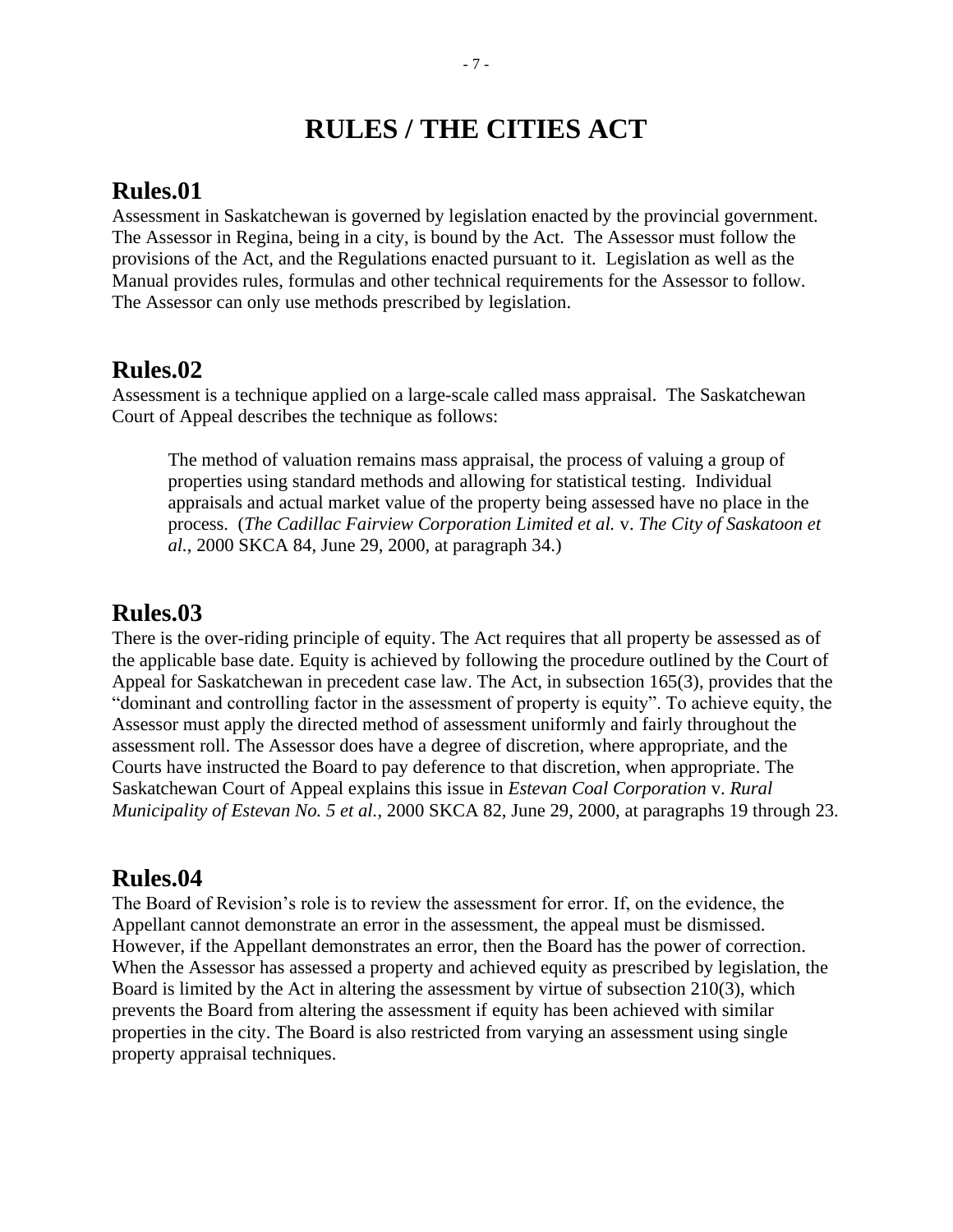# RULES / THE CITIES ACT

## Rules.01

Assessment in Saskatchewan is governed by legislation enacted by the provincial government. The Assessor in Regina, being in a city, is bound by the Act. The Assessor must follow the provisions of the Act, and the Regulations enacted pursuant to it. Legislation as well as the Manual provides rules, formulas and other technical requirements for the Assessor to follow. The Assessor can only use methods prescribed by legislation.

## Rules.02

Assessment is a technique applied on a large-scale called mass appraisal. The Saskatchewan Court of Appeal describes the technique as follows:

> The method of valuation remains mass appraisal, the process of valuing a group of properties using standard methods and allowing for statistical testing. Individual appraisals and actual market value of the property being assessed have no place in the process. (*The Cadillac Fairview Corporation Limited et al.* v. *The City of Saskatoon et al.*, 2000 SKCA 84, June 29, 2000, at paragraph 34.)

## Rules.03

There is the over-riding principle of equity. The Act requires that all property be assessed as of the applicable base date. Equity is achieved by following the procedure outlined by the Court of Appeal for Saskatchewan in precedent case law. The Act, in subsection 165(3), provides that the "dominant and controlling factor in the assessment of property is equity". To achieve equity, the Assessor must apply the directed method of assessment uniformly and fairly throughout the assessment roll. The Assessor does have a degree of discretion, where appropriate, and the Courts have instructed the Board to pay deference to that discretion, when appropriate. The Saskatchewan Court of Appeal explains this issue in *Estevan Coal Corporation* v. *Rural Municipality of Estevan No. 5 et al.*, 2000 SKCA 82, June 29, 2000, at paragraphs 19 through 23.

## Rules.04

The Board of Revision's role is to review the assessment for error. If, on the evidence, the Appellant cannot demonstrate an error in the assessment, the appeal must be dismissed. However, if the Appellant demonstrates an error, then the Board has the power of correction. When the Assessor has assessed a property and achieved equity as prescribed by legislation, the Board is limited by the Act in altering the assessment by virtue of subsection 210(3), which prevents the Board from altering the assessment if equity has been achieved with similar properties in the city. The Board is also restricted from varying an assessment using single property appraisal techniques.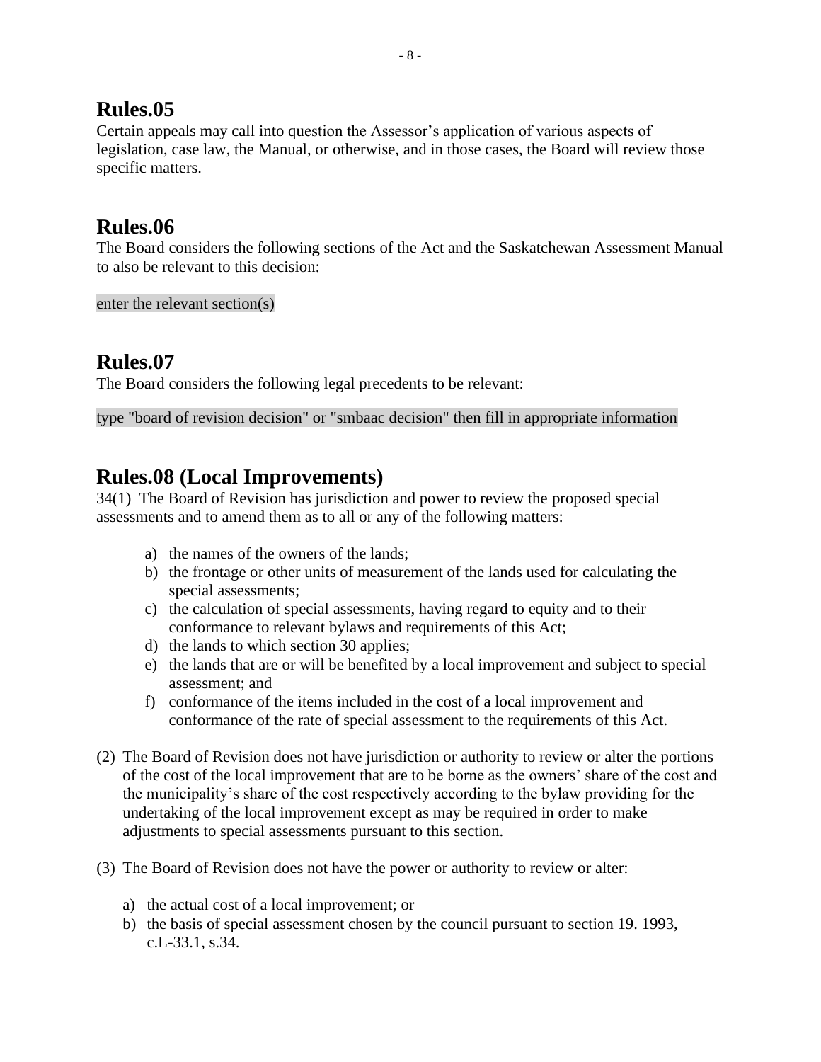## Rules.05

Certain appeals may call into question the Assessor's application of various aspects of legislation, case law, the Manual, or otherwise, and in those cases, the Board will review those specific matters.

## Rules.06

The Board considers the following sections of the Act and the Saskatchewan Assessment Manual to also be relevant to this decision:

enter the relevant section(s)

## Rules.07

The Board considers the following legal precedents to be relevant:

type "board of revision decision" or "smbaac decision" then fill in appropriate information

## Rules.08 (Local Improvements)

34(1) The Board of Revision has jurisdiction and power to review the proposed special assessments and to amend them as to all or any of the following matters:

a) the names of the owners of the lands;
b) the frontage or other units of measurement of the lands used for calculating the special assessments;
c) the calculation of special assessments, having regard to equity and to their conformance to relevant bylaws and requirements of this Act;
d) the lands to which section 30 applies;
e) the lands that are or will be benefited by a local improvement and subject to special assessment; and
f) conformance of the items included in the cost of a local improvement and conformance of the rate of special assessment to the requirements of this Act.

(2) The Board of Revision does not have jurisdiction or authority to review or alter the portions of the cost of the local improvement that are to be borne as the owners' share of the cost and the municipality's share of the cost respectively according to the bylaw providing for the undertaking of the local improvement except as may be required in order to make adjustments to special assessments pursuant to this section.

(3) The Board of Revision does not have the power or authority to review or alter:

a) the actual cost of a local improvement; or
b) the basis of special assessment chosen by the council pursuant to section 19. 1993, c.L-33.1, s.34.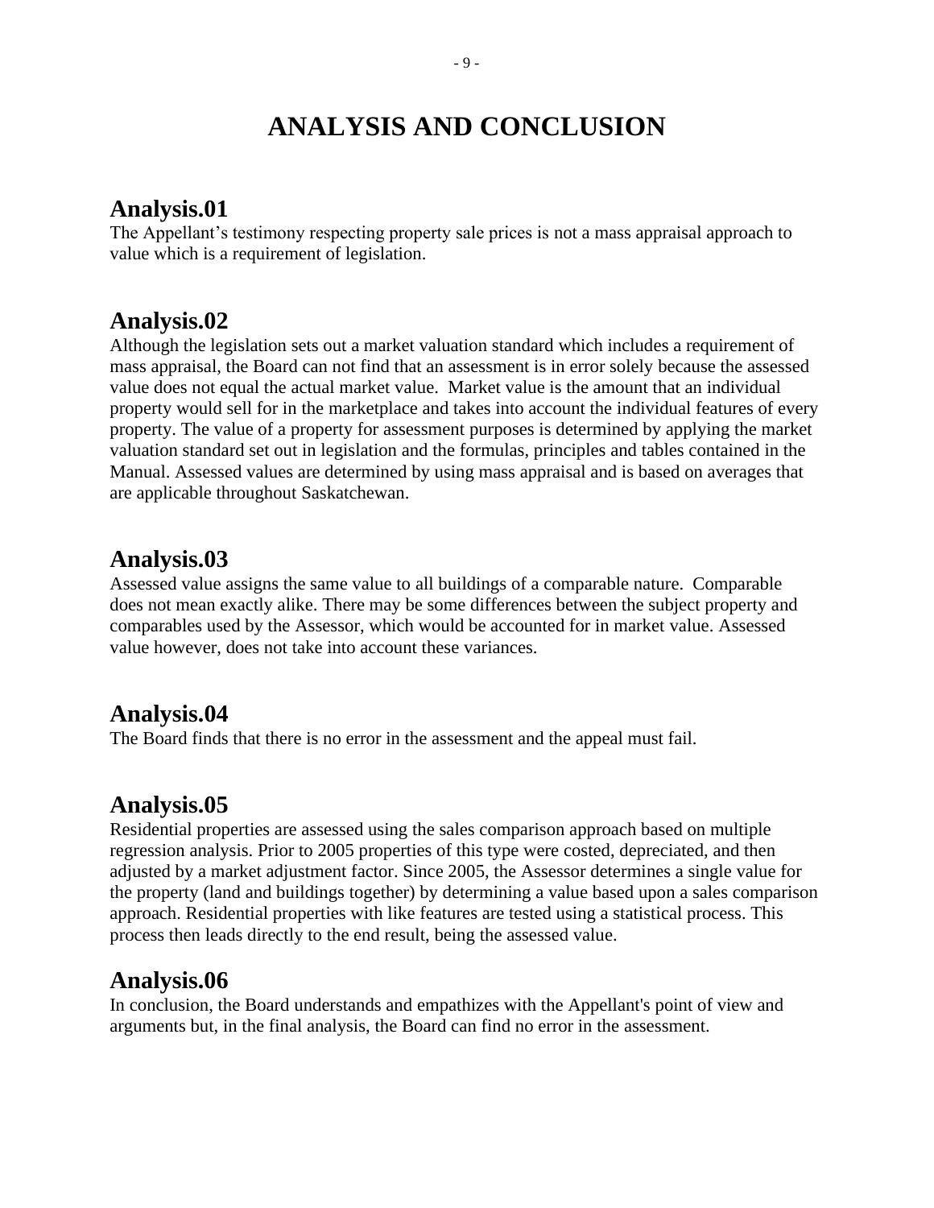# ANALYSIS AND CONCLUSION

## Analysis.01

The Appellant's testimony respecting property sale prices is not a mass appraisal approach to value which is a requirement of legislation.

## Analysis.02

Although the legislation sets out a market valuation standard which includes a requirement of mass appraisal, the Board can not find that an assessment is in error solely because the assessed value does not equal the actual market value. Market value is the amount that an individual property would sell for in the marketplace and takes into account the individual features of every property. The value of a property for assessment purposes is determined by applying the market valuation standard set out in legislation and the formulas, principles and tables contained in the Manual. Assessed values are determined by using mass appraisal and is based on averages that are applicable throughout Saskatchewan.

## Analysis.03

Assessed value assigns the same value to all buildings of a comparable nature. Comparable does not mean exactly alike. There may be some differences between the subject property and comparables used by the Assessor, which would be accounted for in market value. Assessed value however, does not take into account these variances.

## Analysis.04

The Board finds that there is no error in the assessment and the appeal must fail.

## Analysis.05

Residential properties are assessed using the sales comparison approach based on multiple regression analysis. Prior to 2005 properties of this type were costed, depreciated, and then adjusted by a market adjustment factor. Since 2005, the Assessor determines a single value for the property (land and buildings together) by determining a value based upon a sales comparison approach. Residential properties with like features are tested using a statistical process. This process then leads directly to the end result, being the assessed value.

## Analysis.06

In conclusion, the Board understands and empathizes with the Appellant's point of view and arguments but, in the final analysis, the Board can find no error in the assessment.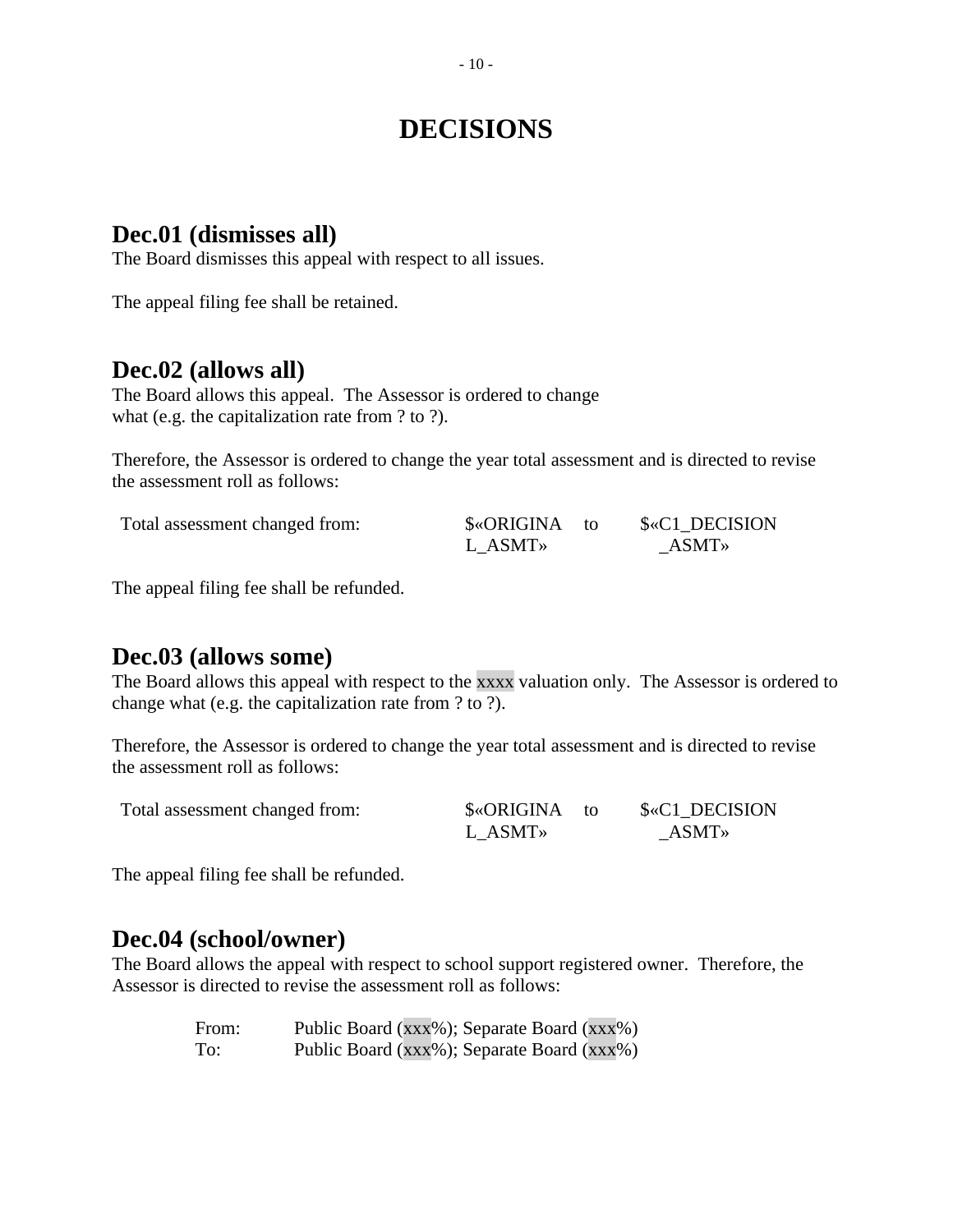# DECISIONS

## Dec.01 (dismisses all)

The Board dismisses this appeal with respect to all issues.

The appeal filing fee shall be retained.

## Dec.02 (allows all)

The Board allows this appeal. The Assessor is ordered to change what (e.g. the capitalization rate from ? to ?).

Therefore, the Assessor is ordered to change the year total assessment and is directed to revise the assessment roll as follows:

| Total assessment changed from: | $«ORIGINAL_ASMT» | to | $«C1_DECISION_ASMT» |
|---|---|---|---|

The appeal filing fee shall be refunded.

## Dec.03 (allows some)

The Board allows this appeal with respect to the xxxx valuation only. The Assessor is ordered to change what (e.g. the capitalization rate from ? to ?).

Therefore, the Assessor is ordered to change the year total assessment and is directed to revise the assessment roll as follows:

| Total assessment changed from: | $«ORIGINAL_ASMT» | to | $«C1_DECISION_ASMT» |
|---|---|---|---|

The appeal filing fee shall be refunded.

## Dec.04 (school/owner)

The Board allows the appeal with respect to school support registered owner. Therefore, the Assessor is directed to revise the assessment roll as follows:

| From: | Public Board (xxx%); Separate Board (xxx%) |
|---|---|
| To: | Public Board (xxx%); Separate Board (xxx%) |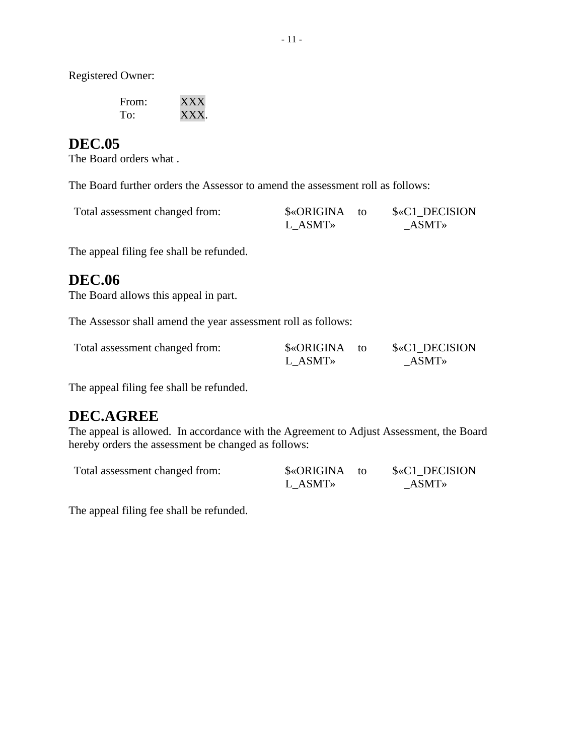Registered Owner:

From: XXX
To: XXX.

## DEC.05

The Board orders what .

The Board further orders the Assessor to amend the assessment roll as follows:

| Total assessment changed from: | $«ORIGINAL_ASMT» | to | $«C1_DECISION_ASMT» |
|---|---|---|---|

The appeal filing fee shall be refunded.

## DEC.06

The Board allows this appeal in part.

The Assessor shall amend the year assessment roll as follows:

| Total assessment changed from: | $«ORIGINAL_ASMT» | to | $«C1_DECISION_ASMT» |
|---|---|---|---|

The appeal filing fee shall be refunded.

## DEC.AGREE

The appeal is allowed.  In accordance with the Agreement to Adjust Assessment, the Board hereby orders the assessment be changed as follows:

| Total assessment changed from: | $«ORIGINAL_ASMT» | to | $«C1_DECISION_ASMT» |
|---|---|---|---|

The appeal filing fee shall be refunded.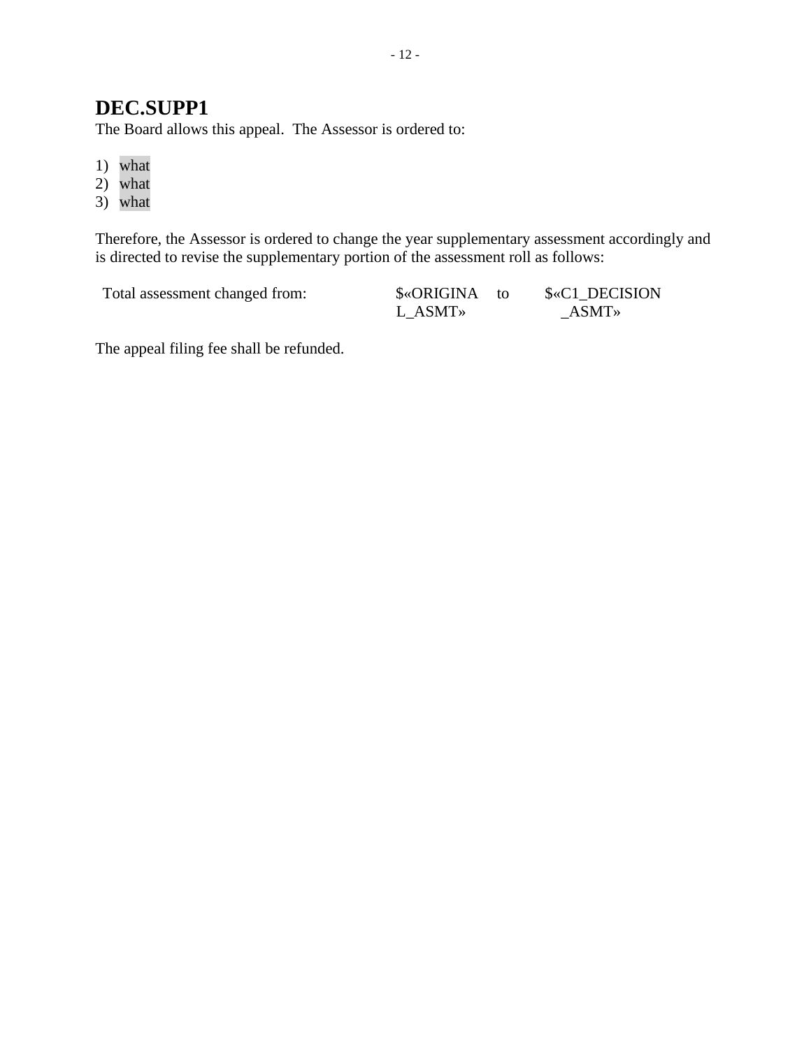## DEC.SUPP1

The Board allows this appeal. The Assessor is ordered to:

1) what
2) what
3) what

Therefore, the Assessor is ordered to change the year supplementary assessment accordingly and is directed to revise the supplementary portion of the assessment roll as follows:

| | | | |
|---|---|---|---|
| Total assessment changed from: | $«ORIGINAL_ASMT» | to | $«C1_DECISION_ASMT» |

The appeal filing fee shall be refunded.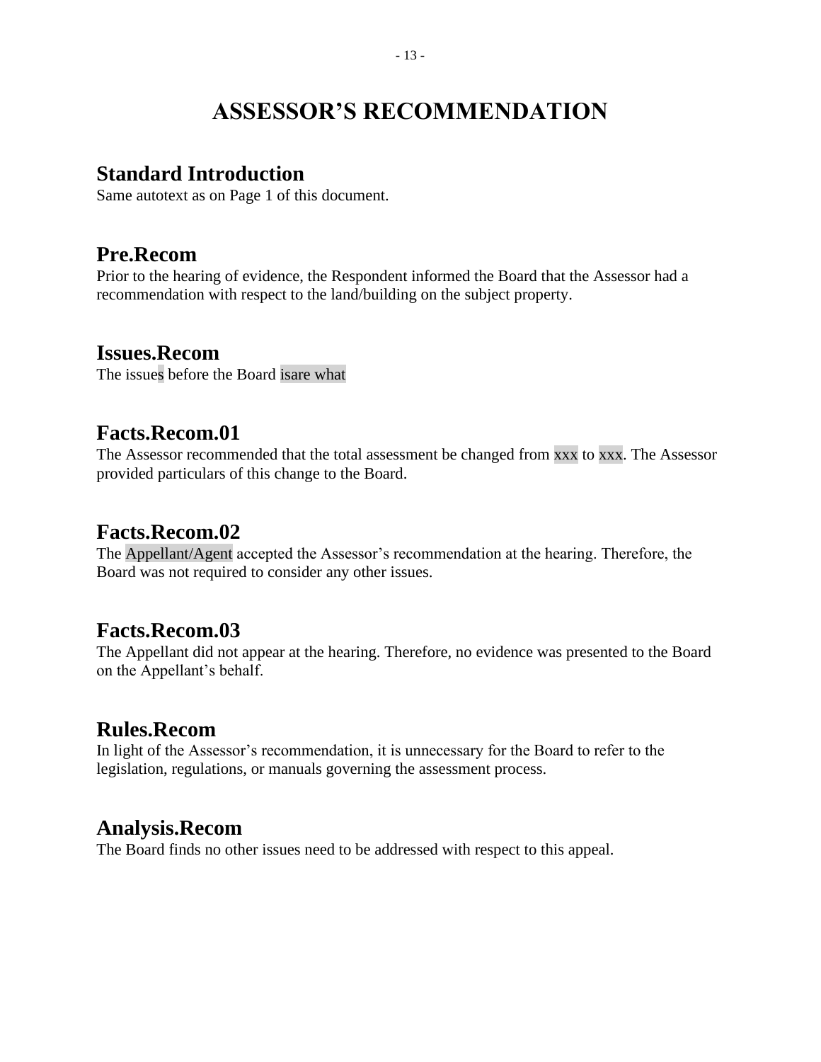# ASSESSOR'S RECOMMENDATION

## Standard Introduction

Same autotext as on Page 1 of this document.

## Pre.Recom

Prior to the hearing of evidence, the Respondent informed the Board that the Assessor had a recommendation with respect to the land/building on the subject property.

## Issues.Recom

The issues before the Board isare what

## Facts.Recom.01

The Assessor recommended that the total assessment be changed from xxx to xxx. The Assessor provided particulars of this change to the Board.

## Facts.Recom.02

The Appellant/Agent accepted the Assessor's recommendation at the hearing. Therefore, the Board was not required to consider any other issues.

## Facts.Recom.03

The Appellant did not appear at the hearing. Therefore, no evidence was presented to the Board on the Appellant's behalf.

## Rules.Recom

In light of the Assessor's recommendation, it is unnecessary for the Board to refer to the legislation, regulations, or manuals governing the assessment process.

## Analysis.Recom

The Board finds no other issues need to be addressed with respect to this appeal.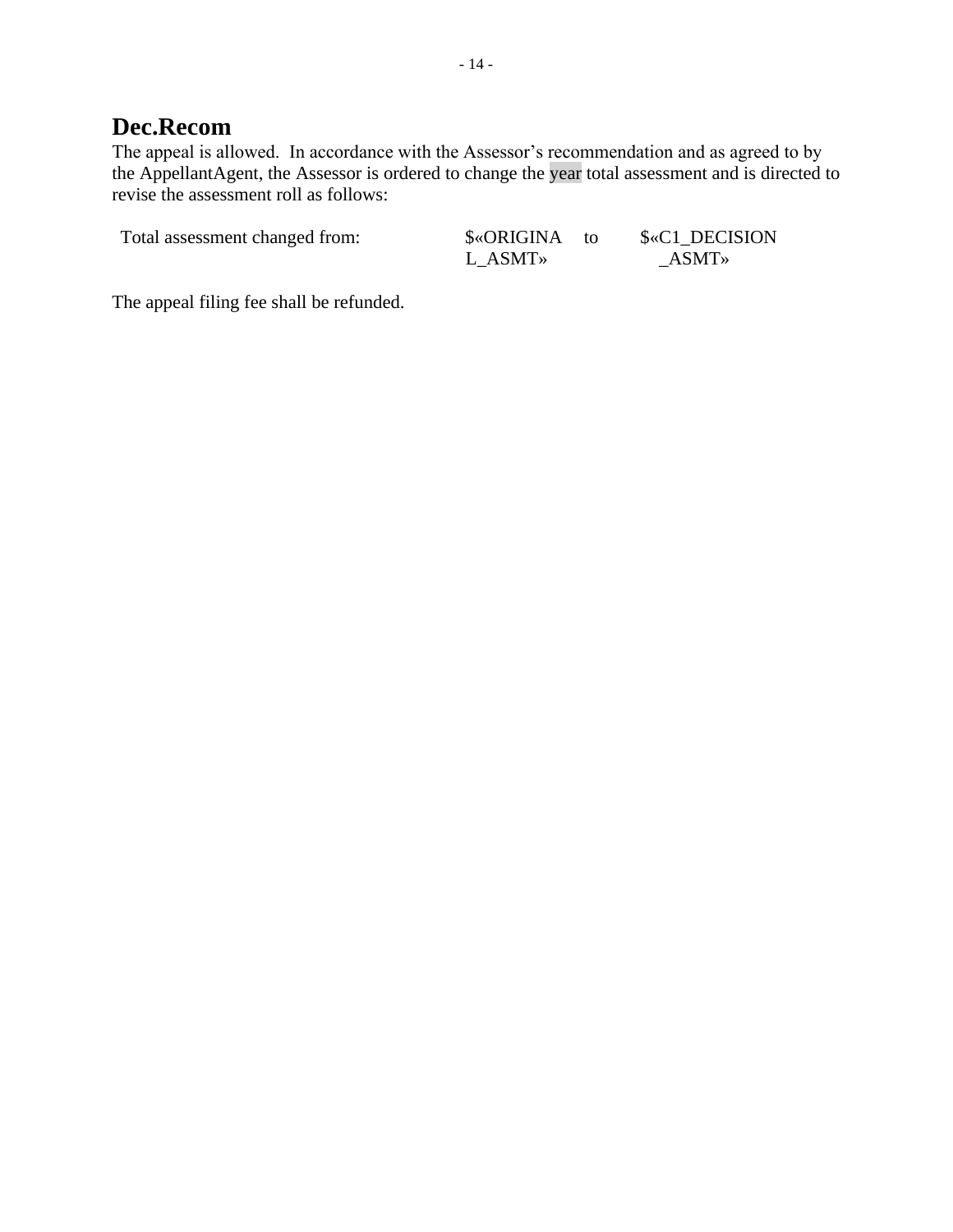## Dec.Recom

The appeal is allowed. In accordance with the Assessor's recommendation and as agreed to by the AppellantAgent, the Assessor is ordered to change the year total assessment and is directed to revise the assessment roll as follows:

| Total assessment changed from: | $«ORIGINAL_ASMT» | to | $«C1_DECISION_ASMT» |
|---|---|---|---|

The appeal filing fee shall be refunded.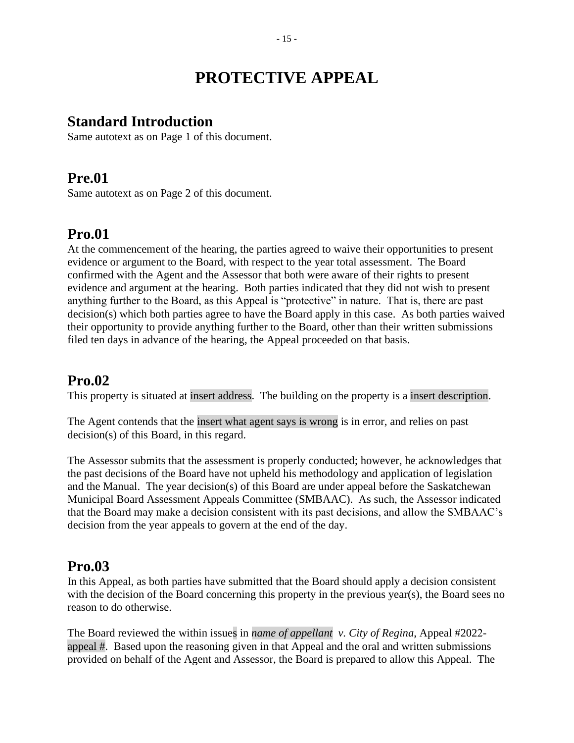# PROTECTIVE APPEAL

## Standard Introduction

Same autotext as on Page 1 of this document.

## Pre.01

Same autotext as on Page 2 of this document.

## Pro.01

At the commencement of the hearing, the parties agreed to waive their opportunities to present evidence or argument to the Board, with respect to the year total assessment. The Board confirmed with the Agent and the Assessor that both were aware of their rights to present evidence and argument at the hearing. Both parties indicated that they did not wish to present anything further to the Board, as this Appeal is "protective" in nature. That is, there are past decision(s) which both parties agree to have the Board apply in this case. As both parties waived their opportunity to provide anything further to the Board, other than their written submissions filed ten days in advance of the hearing, the Appeal proceeded on that basis.

## Pro.02

This property is situated at insert address. The building on the property is a insert description.

The Agent contends that the insert what agent says is wrong is in error, and relies on past decision(s) of this Board, in this regard.

The Assessor submits that the assessment is properly conducted; however, he acknowledges that the past decisions of the Board have not upheld his methodology and application of legislation and the Manual. The year decision(s) of this Board are under appeal before the Saskatchewan Municipal Board Assessment Appeals Committee (SMBAAC). As such, the Assessor indicated that the Board may make a decision consistent with its past decisions, and allow the SMBAAC's decision from the year appeals to govern at the end of the day.

## Pro.03

In this Appeal, as both parties have submitted that the Board should apply a decision consistent with the decision of the Board concerning this property in the previous year(s), the Board sees no reason to do otherwise.

The Board reviewed the within issues in *name of appellant v. City of Regina*, Appeal #2022-appeal #. Based upon the reasoning given in that Appeal and the oral and written submissions provided on behalf of the Agent and Assessor, the Board is prepared to allow this Appeal. The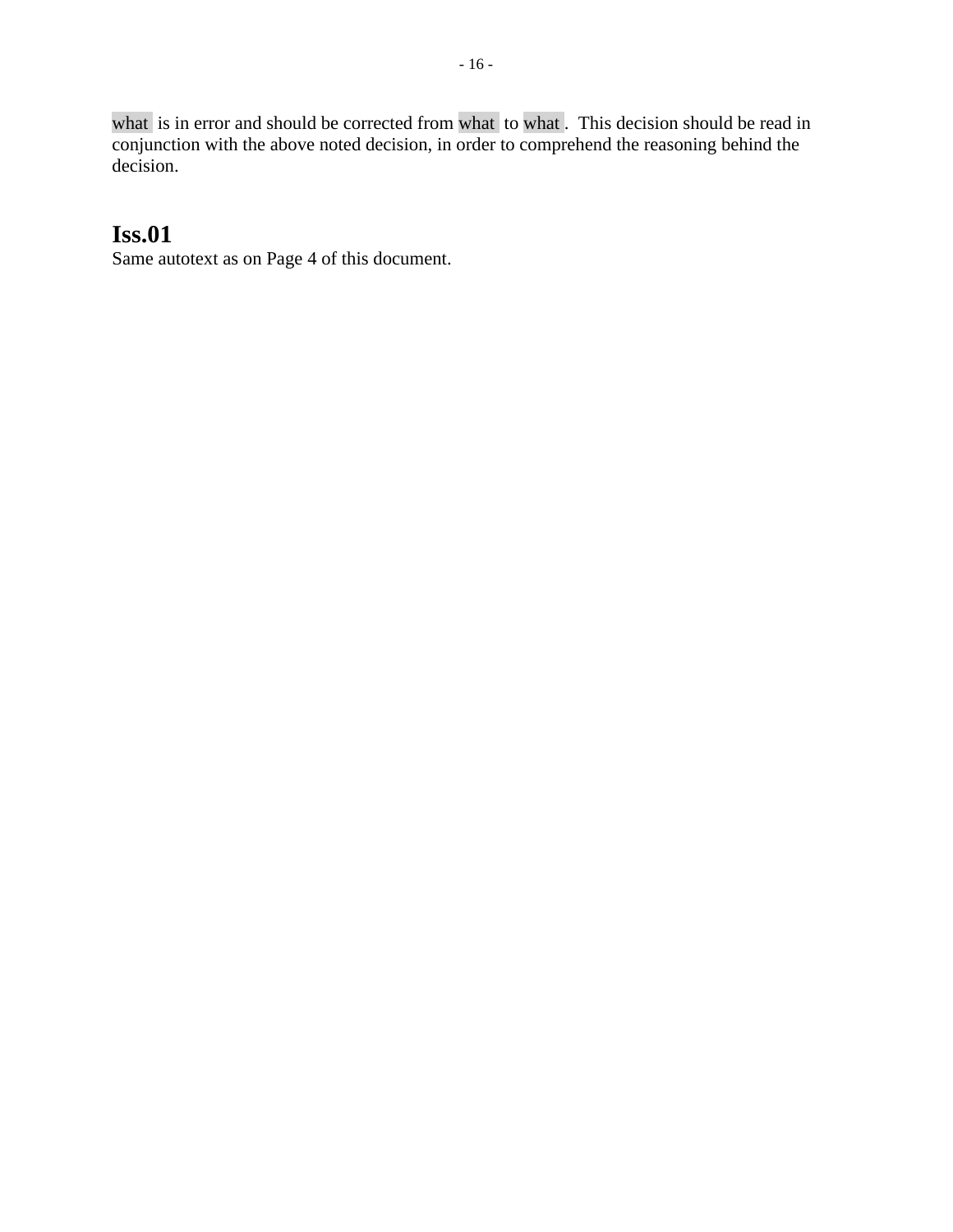what is in error and should be corrected from what to what. This decision should be read in conjunction with the above noted decision, in order to comprehend the reasoning behind the decision.

## Iss.01

Same autotext as on Page 4 of this document.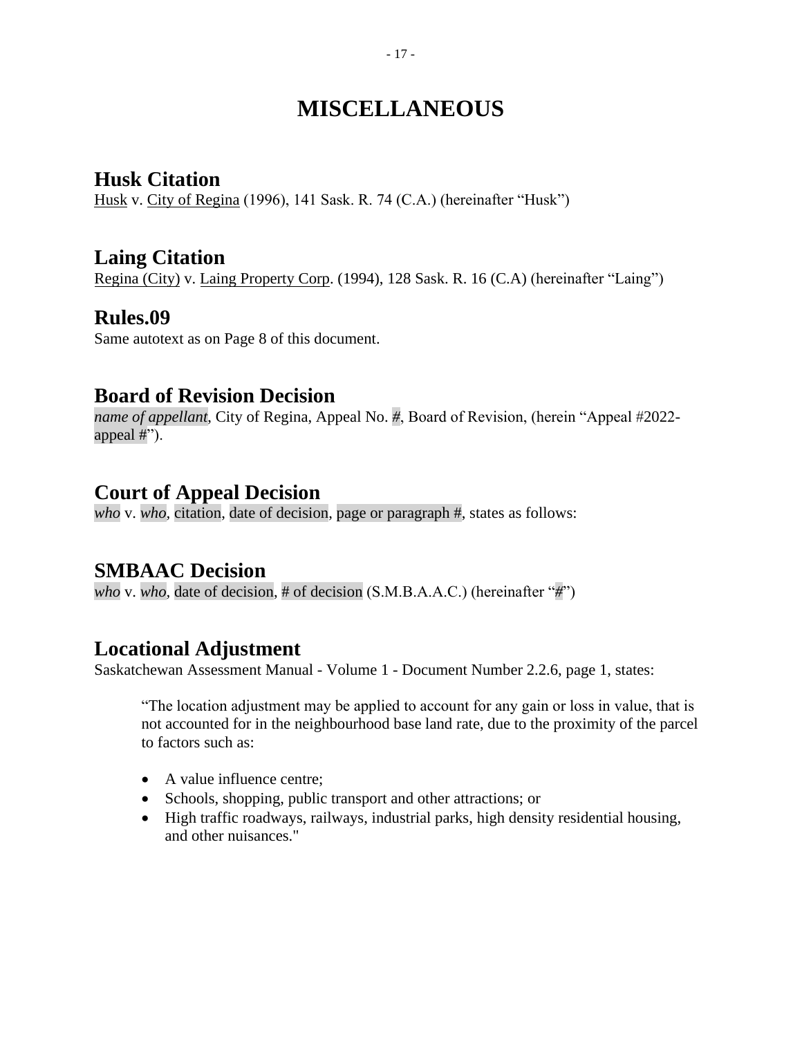# MISCELLANEOUS

## Husk Citation

Husk v. City of Regina (1996), 141 Sask. R. 74 (C.A.) (hereinafter "Husk")

## Laing Citation

Regina (City) v. Laing Property Corp. (1994), 128 Sask. R. 16 (C.A) (hereinafter "Laing")

## Rules.09

Same autotext as on Page 8 of this document.

## Board of Revision Decision

*name of appellant*, City of Regina, Appeal No. #, Board of Revision, (herein "Appeal #2022-appeal #").

## Court of Appeal Decision

*who* v. *who*, citation, date of decision, page or paragraph #, states as follows:

## SMBAAC Decision

*who* v. *who*, date of decision, # of decision (S.M.B.A.A.C.) (hereinafter "#")

## Locational Adjustment

Saskatchewan Assessment Manual - Volume 1 - Document Number 2.2.6, page 1, states:

> "The location adjustment may be applied to account for any gain or loss in value, that is not accounted for in the neighbourhood base land rate, due to the proximity of the parcel to factors such as:
>
> - A value influence centre;
> - Schools, shopping, public transport and other attractions; or
> - High traffic roadways, railways, industrial parks, high density residential housing, and other nuisances."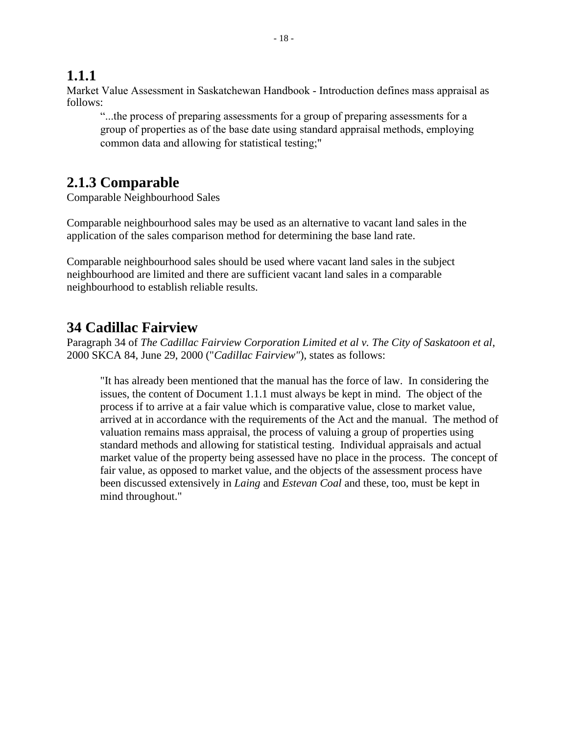## 1.1.1

Market Value Assessment in Saskatchewan Handbook - Introduction defines mass appraisal as follows:

> "...the process of preparing assessments for a group of preparing assessments for a group of properties as of the base date using standard appraisal methods, employing common data and allowing for statistical testing;"

## 2.1.3 Comparable

Comparable Neighbourhood Sales

Comparable neighbourhood sales may be used as an alternative to vacant land sales in the application of the sales comparison method for determining the base land rate.

Comparable neighbourhood sales should be used where vacant land sales in the subject neighbourhood are limited and there are sufficient vacant land sales in a comparable neighbourhood to establish reliable results.

## 34 Cadillac Fairview

Paragraph 34 of *The Cadillac Fairview Corporation Limited et al v. The City of Saskatoon et al*, 2000 SKCA 84, June 29, 2000 ("*Cadillac Fairview*"), states as follows:

> "It has already been mentioned that the manual has the force of law. In considering the issues, the content of Document 1.1.1 must always be kept in mind. The object of the process if to arrive at a fair value which is comparative value, close to market value, arrived at in accordance with the requirements of the Act and the manual. The method of valuation remains mass appraisal, the process of valuing a group of properties using standard methods and allowing for statistical testing. Individual appraisals and actual market value of the property being assessed have no place in the process. The concept of fair value, as opposed to market value, and the objects of the assessment process have been discussed extensively in *Laing* and *Estevan Coal* and these, too, must be kept in mind throughout."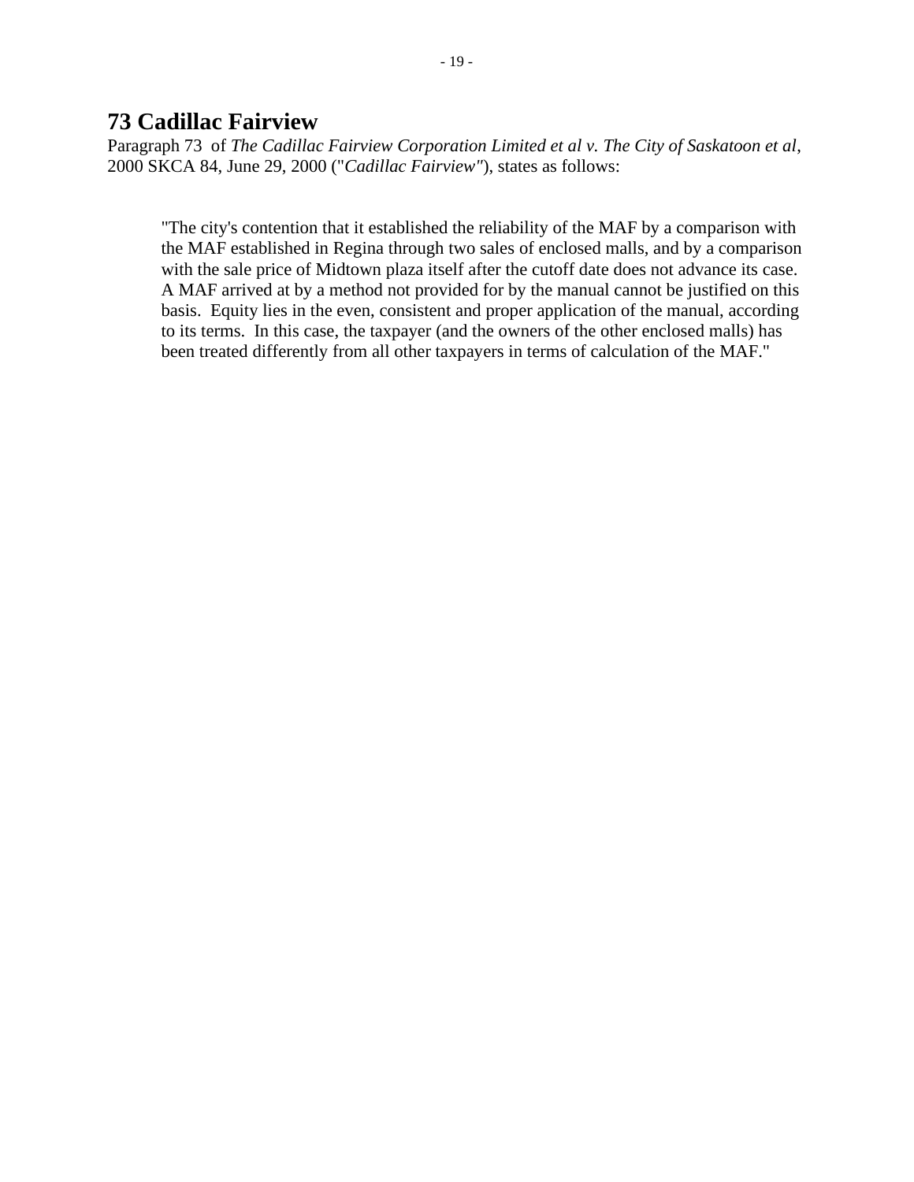## 73 Cadillac Fairview

Paragraph 73 of *The Cadillac Fairview Corporation Limited et al v. The City of Saskatoon et al*, 2000 SKCA 84, June 29, 2000 ("*Cadillac Fairview*"), states as follows:

> "The city's contention that it established the reliability of the MAF by a comparison with the MAF established in Regina through two sales of enclosed malls, and by a comparison with the sale price of Midtown plaza itself after the cutoff date does not advance its case. A MAF arrived at by a method not provided for by the manual cannot be justified on this basis. Equity lies in the even, consistent and proper application of the manual, according to its terms. In this case, the taxpayer (and the owners of the other enclosed malls) has been treated differently from all other taxpayers in terms of calculation of the MAF."